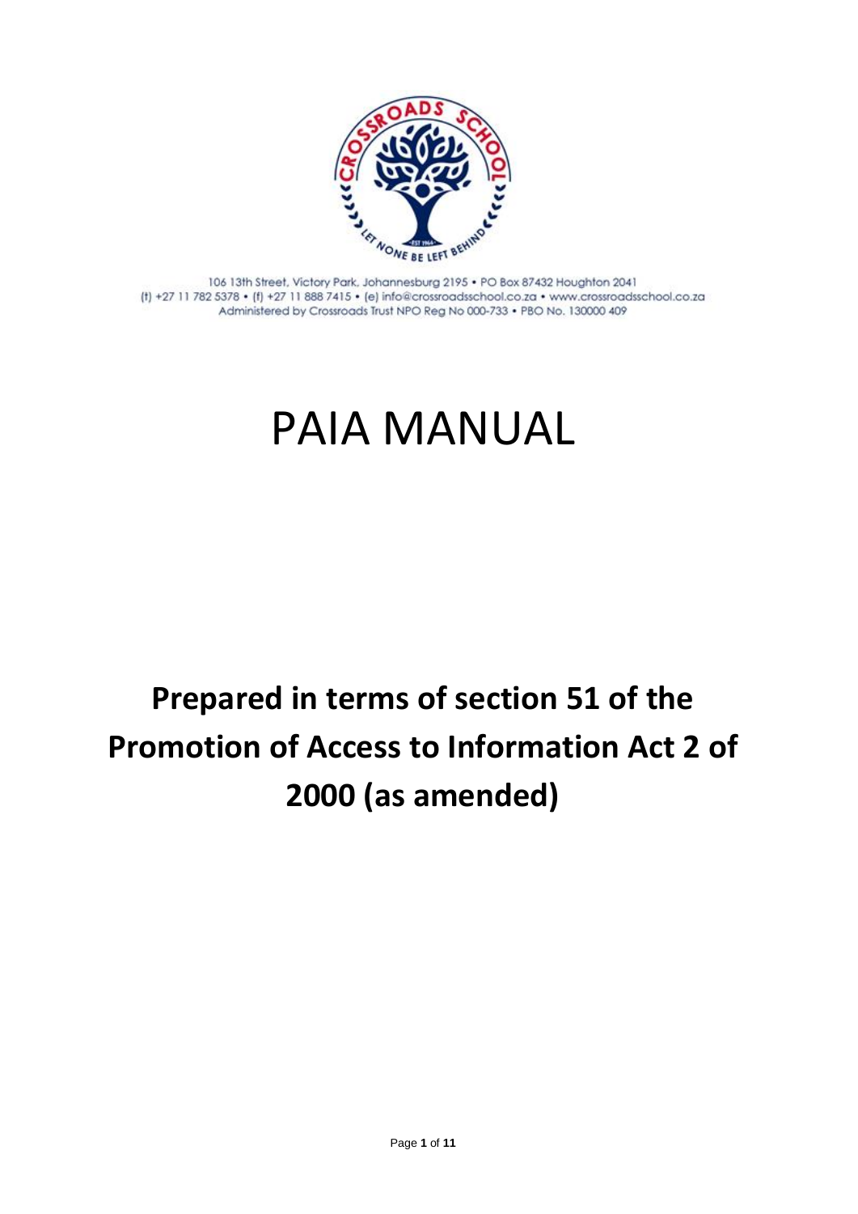106 13th Street, Victory Park, Johannesburg 2195 • PO Box 87432 Houghton 2041
(t) +27 11 782 5378 • (f) +27 11 888 7415 • (e) info@crossroadsschool.co.za • www.crossroadsschool.co.za
Administered by Crossroads Trust NPO Reg No 000-733 • PBO No. 130000 409

# PAIA MANUAL

## Prepared in terms of section 51 of the Promotion of Access to Information Act 2 of 2000 (as amended)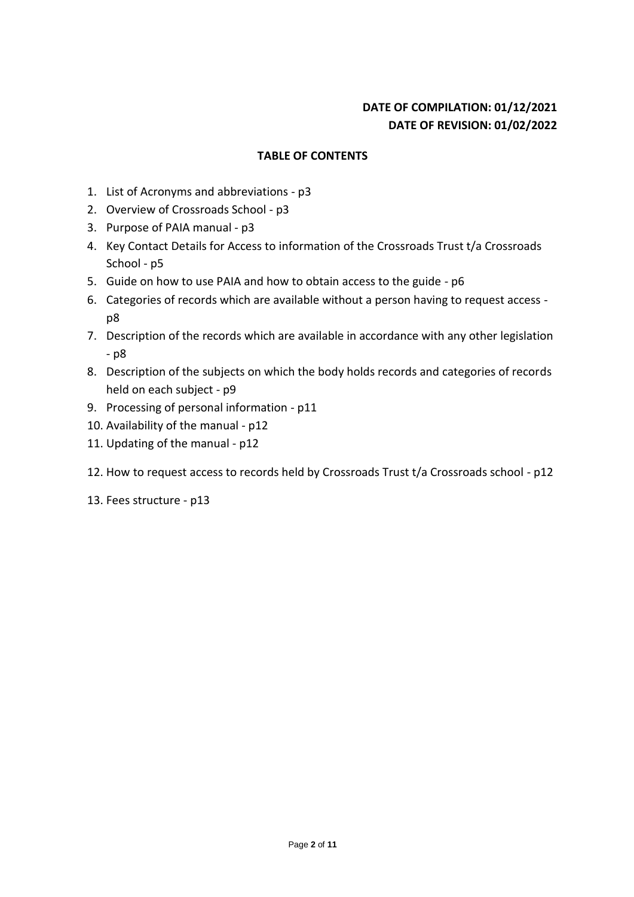**DATE OF COMPILATION: 01/12/2021**
**DATE OF REVISION: 01/02/2022**

## TABLE OF CONTENTS

1. List of Acronyms and abbreviations - p3
2. Overview of Crossroads School - p3
3. Purpose of PAIA manual - p3
4. Key Contact Details for Access to information of the Crossroads Trust t/a Crossroads School - p5
5. Guide on how to use PAIA and how to obtain access to the guide - p6
6. Categories of records which are available without a person having to request access - p8
7. Description of the records which are available in accordance with any other legislation - p8
8. Description of the subjects on which the body holds records and categories of records held on each subject - p9
9. Processing of personal information - p11
10. Availability of the manual - p12
11. Updating of the manual - p12
12. How to request access to records held by Crossroads Trust t/a Crossroads school - p12
13. Fees structure - p13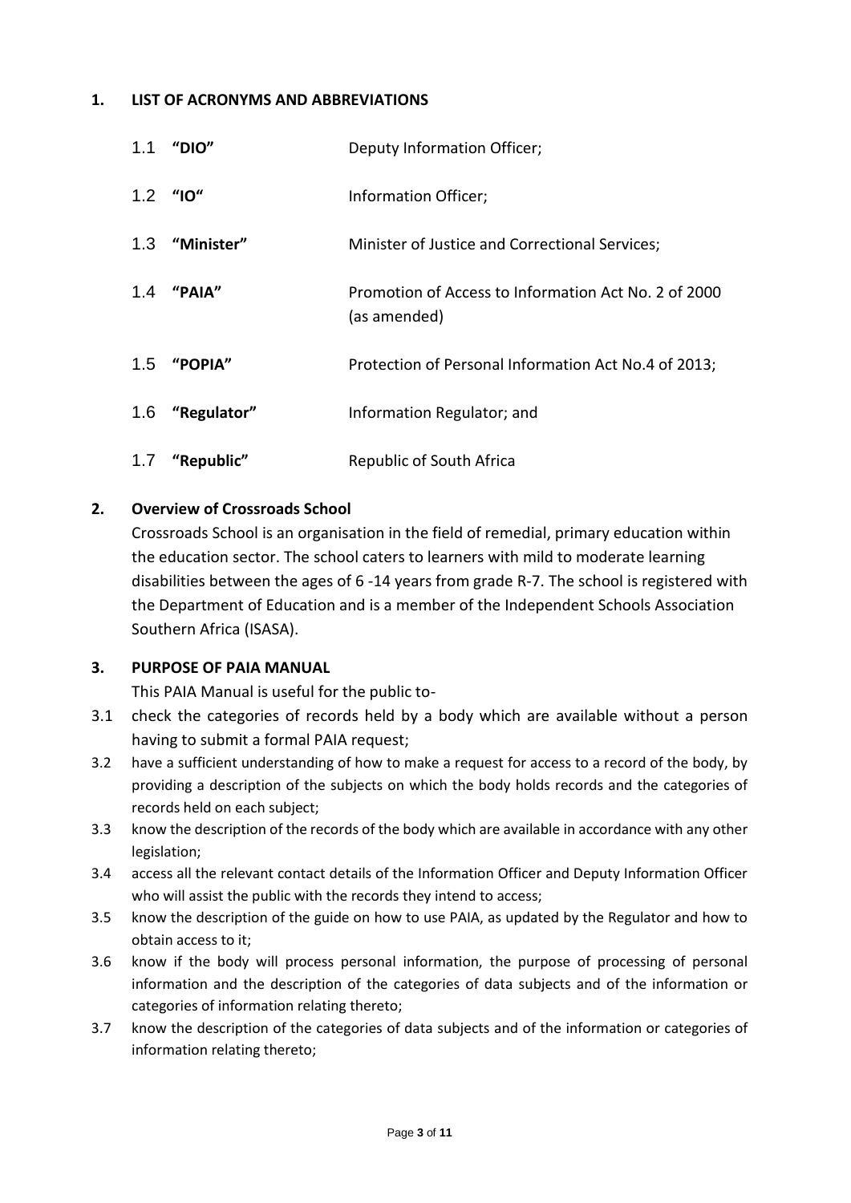## 1. LIST OF ACRONYMS AND ABBREVIATIONS

| | | |
|---|---|---|
| 1.1 | **"DIO"** | Deputy Information Officer; |
| 1.2 | **"IO"** | Information Officer; |
| 1.3 | **"Minister"** | Minister of Justice and Correctional Services; |
| 1.4 | **"PAIA"** | Promotion of Access to Information Act No. 2 of 2000 (as amended) |
| 1.5 | **"POPIA"** | Protection of Personal Information Act No.4 of 2013; |
| 1.6 | **"Regulator"** | Information Regulator; and |
| 1.7 | **"Republic"** | Republic of South Africa |

## 2. Overview of Crossroads School

Crossroads School is an organisation in the field of remedial, primary education within the education sector. The school caters to learners with mild to moderate learning disabilities between the ages of 6 -14 years from grade R-7. The school is registered with the Department of Education and is a member of the Independent Schools Association Southern Africa (ISASA).

## 3. PURPOSE OF PAIA MANUAL

This PAIA Manual is useful for the public to-

3.1 check the categories of records held by a body which are available without a person having to submit a formal PAIA request;

3.2 have a sufficient understanding of how to make a request for access to a record of the body, by providing a description of the subjects on which the body holds records and the categories of records held on each subject;

3.3 know the description of the records of the body which are available in accordance with any other legislation;

3.4 access all the relevant contact details of the Information Officer and Deputy Information Officer who will assist the public with the records they intend to access;

3.5 know the description of the guide on how to use PAIA, as updated by the Regulator and how to obtain access to it;

3.6 know if the body will process personal information, the purpose of processing of personal information and the description of the categories of data subjects and of the information or categories of information relating thereto;

3.7 know the description of the categories of data subjects and of the information or categories of information relating thereto;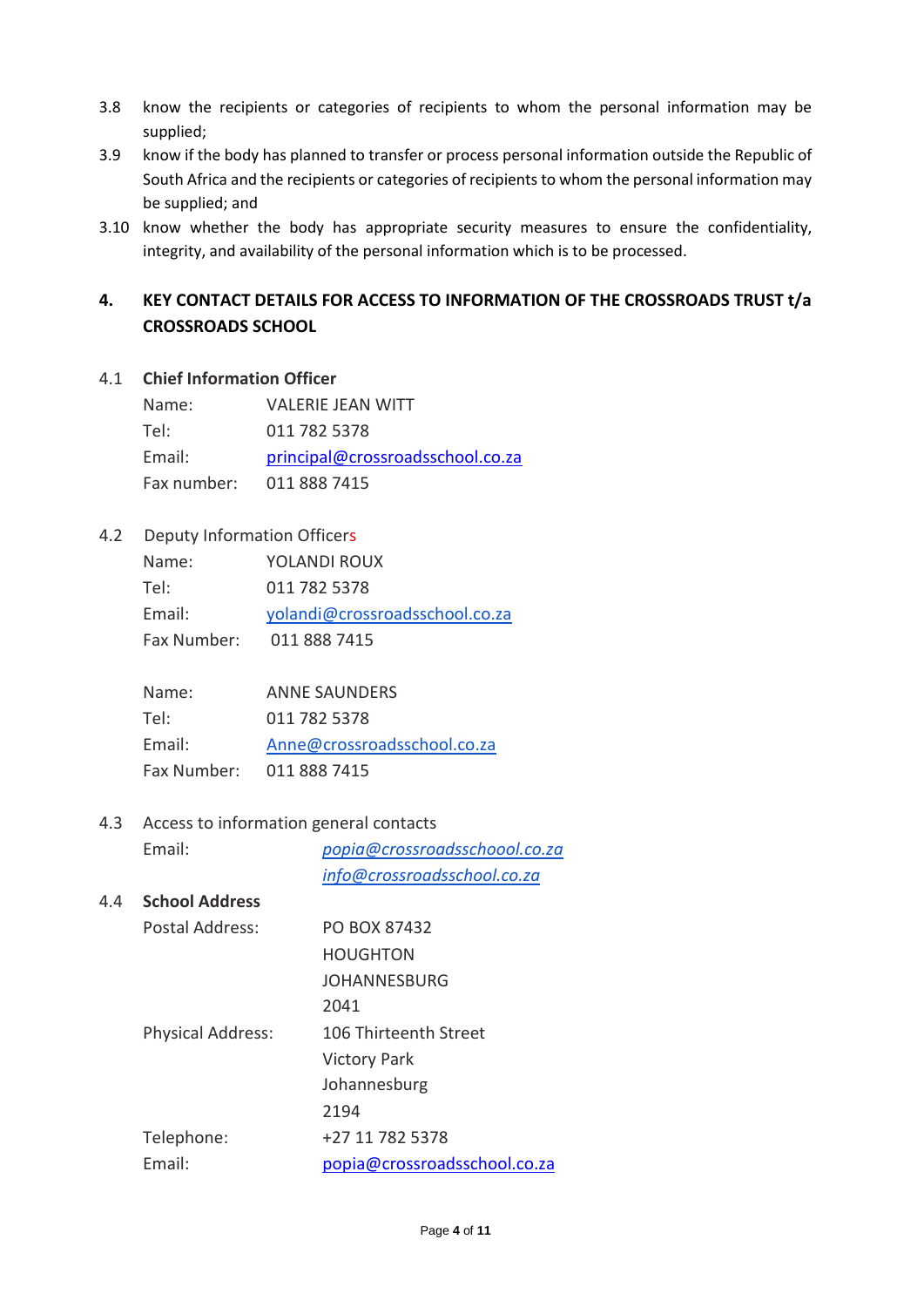3.8 know the recipients or categories of recipients to whom the personal information may be supplied;

3.9 know if the body has planned to transfer or process personal information outside the Republic of South Africa and the recipients or categories of recipients to whom the personal information may be supplied; and

3.10 know whether the body has appropriate security measures to ensure the confidentiality, integrity, and availability of the personal information which is to be processed.

## 4. KEY CONTACT DETAILS FOR ACCESS TO INFORMATION OF THE CROSSROADS TRUST t/a CROSSROADS SCHOOL

### 4.1 Chief Information Officer

Name: VALERIE JEAN WITT
Tel: 011 782 5378
Email: principal@crossroadsschool.co.za
Fax number: 011 888 7415

### 4.2 Deputy Information Officers

Name: YOLANDI ROUX
Tel: 011 782 5378
Email: yolandi@crossroadsschool.co.za
Fax Number: 011 888 7415

Name: ANNE SAUNDERS
Tel: 011 782 5378
Email: Anne@crossroadsschool.co.za
Fax Number: 011 888 7415

### 4.3 Access to information general contacts

Email: *popia@crossroadsschoool.co.za*
*info@crossroadsschool.co.za*

### 4.4 School Address

Postal Address: PO BOX 87432
HOUGHTON
JOHANNESBURG
2041

Physical Address: 106 Thirteenth Street
Victory Park
Johannesburg
2194

Telephone: +27 11 782 5378
Email: popia@crossroadsschool.co.za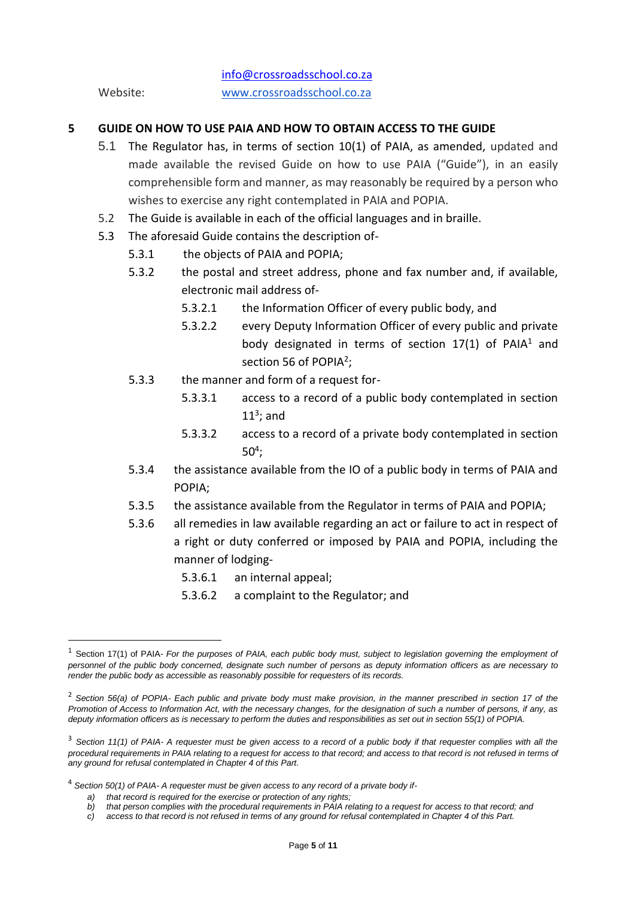info@crossroadsschool.co.za

Website: www.crossroadsschool.co.za

## 5 GUIDE ON HOW TO USE PAIA AND HOW TO OBTAIN ACCESS TO THE GUIDE

5.1 The Regulator has, in terms of section 10(1) of PAIA, as amended, updated and made available the revised Guide on how to use PAIA ("Guide"), in an easily comprehensible form and manner, as may reasonably be required by a person who wishes to exercise any right contemplated in PAIA and POPIA.

5.2 The Guide is available in each of the official languages and in braille.

5.3 The aforesaid Guide contains the description of-

5.3.1 the objects of PAIA and POPIA;

5.3.2 the postal and street address, phone and fax number and, if available, electronic mail address of-

5.3.2.1 the Information Officer of every public body, and

5.3.2.2 every Deputy Information Officer of every public and private body designated in terms of section 17(1) of PAIA[1] and section 56 of POPIA[2];

5.3.3 the manner and form of a request for-

5.3.3.1 access to a record of a public body contemplated in section 11[3]; and

5.3.3.2 access to a record of a private body contemplated in section 50[4];

5.3.4 the assistance available from the IO of a public body in terms of PAIA and POPIA;

5.3.5 the assistance available from the Regulator in terms of PAIA and POPIA;

5.3.6 all remedies in law available regarding an act or failure to act in respect of a right or duty conferred or imposed by PAIA and POPIA, including the manner of lodging-

5.3.6.1 an internal appeal;

5.3.6.2 a complaint to the Regulator; and

---

[1] Section 17(1) of PAIA- *For the purposes of PAIA, each public body must, subject to legislation governing the employment of personnel of the public body concerned, designate such number of persons as deputy information officers as are necessary to render the public body as accessible as reasonably possible for requesters of its records.*

[2] *Section 56(a) of POPIA- Each public and private body must make provision, in the manner prescribed in section 17 of the Promotion of Access to Information Act, with the necessary changes, for the designation of such a number of persons, if any, as deputy information officers as is necessary to perform the duties and responsibilities as set out in section 55(1) of POPIA.*

[3] *Section 11(1) of PAIA- A requester must be given access to a record of a public body if that requester complies with all the procedural requirements in PAIA relating to a request for access to that record; and access to that record is not refused in terms of any ground for refusal contemplated in Chapter 4 of this Part.*

[4] *Section 50(1) of PAIA- A requester must be given access to any record of a private body if-*

*a) that record is required for the exercise or protection of any rights;*
*b) that person complies with the procedural requirements in PAIA relating to a request for access to that record; and*
*c) access to that record is not refused in terms of any ground for refusal contemplated in Chapter 4 of this Part.*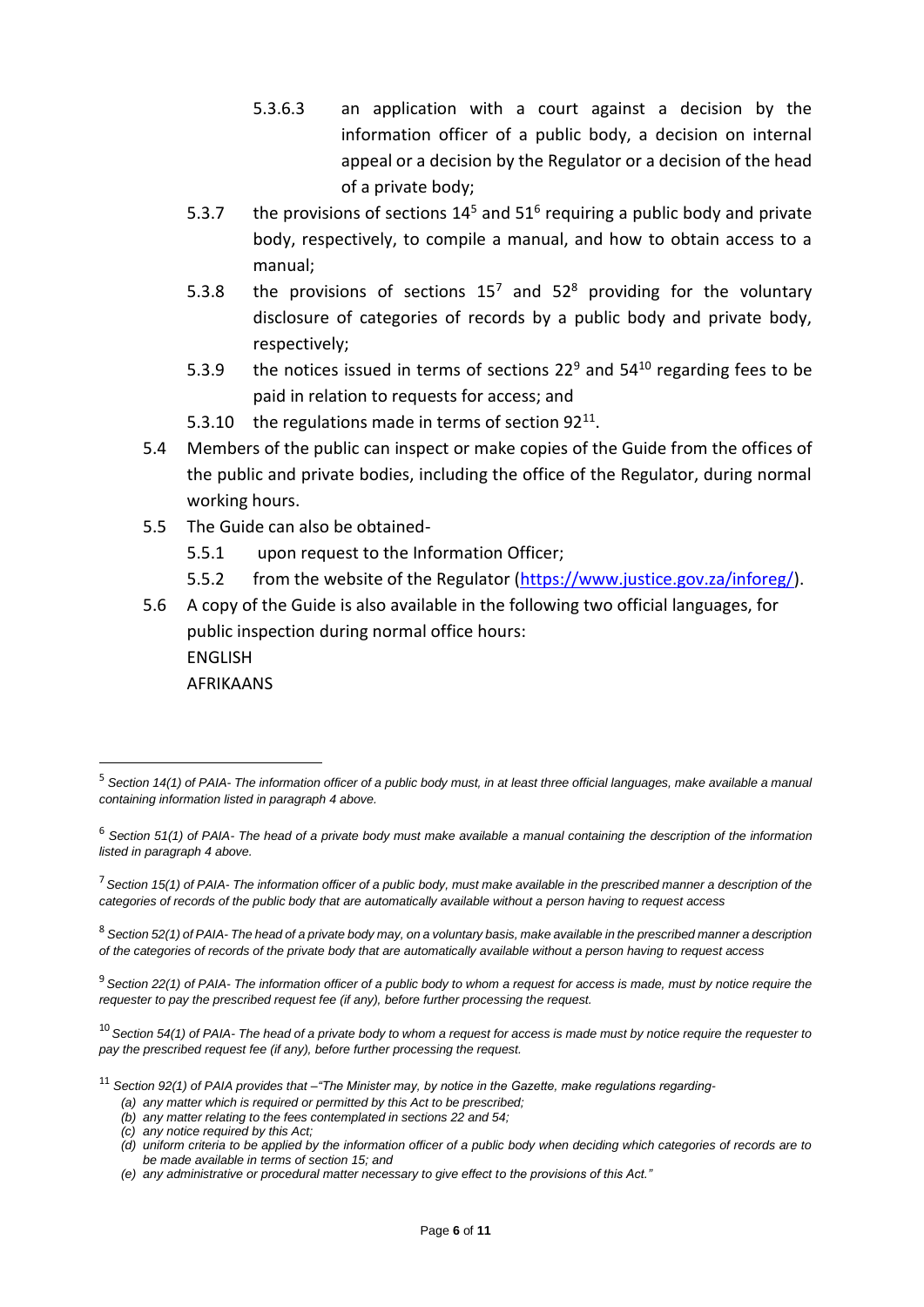5.3.6.3 an application with a court against a decision by the information officer of a public body, a decision on internal appeal or a decision by the Regulator or a decision of the head of a private body;

5.3.7 the provisions of sections 14[5] and 51[6] requiring a public body and private body, respectively, to compile a manual, and how to obtain access to a manual;

5.3.8 the provisions of sections 15[7] and 52[8] providing for the voluntary disclosure of categories of records by a public body and private body, respectively;

5.3.9 the notices issued in terms of sections 22[9] and 54[10] regarding fees to be paid in relation to requests for access; and

5.3.10 the regulations made in terms of section 92[11].

5.4 Members of the public can inspect or make copies of the Guide from the offices of the public and private bodies, including the office of the Regulator, during normal working hours.

5.5 The Guide can also be obtained-

5.5.1 upon request to the Information Officer;

5.5.2 from the website of the Regulator (https://www.justice.gov.za/inforeg/).

5.6 A copy of the Guide is also available in the following two official languages, for public inspection during normal office hours:

ENGLISH

AFRIKAANS

---

[5] *Section 14(1) of PAIA- The information officer of a public body must, in at least three official languages, make available a manual containing information listed in paragraph 4 above.*

[6] *Section 51(1) of PAIA- The head of a private body must make available a manual containing the description of the information listed in paragraph 4 above.*

[7] *Section 15(1) of PAIA- The information officer of a public body, must make available in the prescribed manner a description of the categories of records of the public body that are automatically available without a person having to request access*

[8] *Section 52(1) of PAIA- The head of a private body may, on a voluntary basis, make available in the prescribed manner a description of the categories of records of the private body that are automatically available without a person having to request access*

[9] *Section 22(1) of PAIA- The information officer of a public body to whom a request for access is made, must by notice require the requester to pay the prescribed request fee (if any), before further processing the request.*

[10] *Section 54(1) of PAIA- The head of a private body to whom a request for access is made must by notice require the requester to pay the prescribed request fee (if any), before further processing the request.*

[11] *Section 92(1) of PAIA provides that –"The Minister may, by notice in the Gazette, make regulations regarding-*

*(a) any matter which is required or permitted by this Act to be prescribed;*
*(b) any matter relating to the fees contemplated in sections 22 and 54;*
*(c) any notice required by this Act;*
*(d) uniform criteria to be applied by the information officer of a public body when deciding which categories of records are to be made available in terms of section 15; and*
*(e) any administrative or procedural matter necessary to give effect to the provisions of this Act."*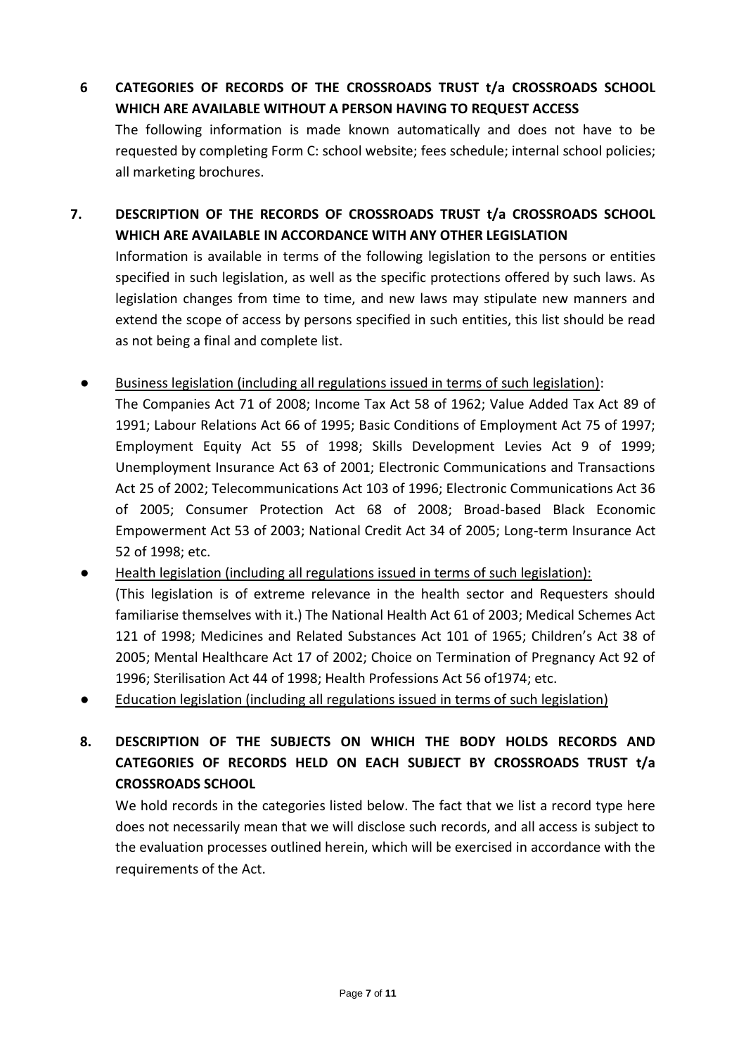## 6 CATEGORIES OF RECORDS OF THE CROSSROADS TRUST t/a CROSSROADS SCHOOL WHICH ARE AVAILABLE WITHOUT A PERSON HAVING TO REQUEST ACCESS

The following information is made known automatically and does not have to be requested by completing Form C: school website; fees schedule; internal school policies; all marketing brochures.

## 7. DESCRIPTION OF THE RECORDS OF CROSSROADS TRUST t/a CROSSROADS SCHOOL WHICH ARE AVAILABLE IN ACCORDANCE WITH ANY OTHER LEGISLATION

Information is available in terms of the following legislation to the persons or entities specified in such legislation, as well as the specific protections offered by such laws. As legislation changes from time to time, and new laws may stipulate new manners and extend the scope of access by persons specified in such entities, this list should be read as not being a final and complete list.

- <u>Business legislation (including all regulations issued in terms of such legislation)</u>:
  The Companies Act 71 of 2008; Income Tax Act 58 of 1962; Value Added Tax Act 89 of 1991; Labour Relations Act 66 of 1995; Basic Conditions of Employment Act 75 of 1997; Employment Equity Act 55 of 1998; Skills Development Levies Act 9 of 1999; Unemployment Insurance Act 63 of 2001; Electronic Communications and Transactions Act 25 of 2002; Telecommunications Act 103 of 1996; Electronic Communications Act 36 of 2005; Consumer Protection Act 68 of 2008; Broad-based Black Economic Empowerment Act 53 of 2003; National Credit Act 34 of 2005; Long-term Insurance Act 52 of 1998; etc.
- <u>Health legislation (including all regulations issued in terms of such legislation):</u>
  (This legislation is of extreme relevance in the health sector and Requesters should familiarise themselves with it.) The National Health Act 61 of 2003; Medical Schemes Act 121 of 1998; Medicines and Related Substances Act 101 of 1965; Children's Act 38 of 2005; Mental Healthcare Act 17 of 2002; Choice on Termination of Pregnancy Act 92 of 1996; Sterilisation Act 44 of 1998; Health Professions Act 56 of1974; etc.
- <u>Education legislation (including all regulations issued in terms of such legislation)</u>

## 8. DESCRIPTION OF THE SUBJECTS ON WHICH THE BODY HOLDS RECORDS AND CATEGORIES OF RECORDS HELD ON EACH SUBJECT BY CROSSROADS TRUST t/a CROSSROADS SCHOOL

We hold records in the categories listed below. The fact that we list a record type here does not necessarily mean that we will disclose such records, and all access is subject to the evaluation processes outlined herein, which will be exercised in accordance with the requirements of the Act.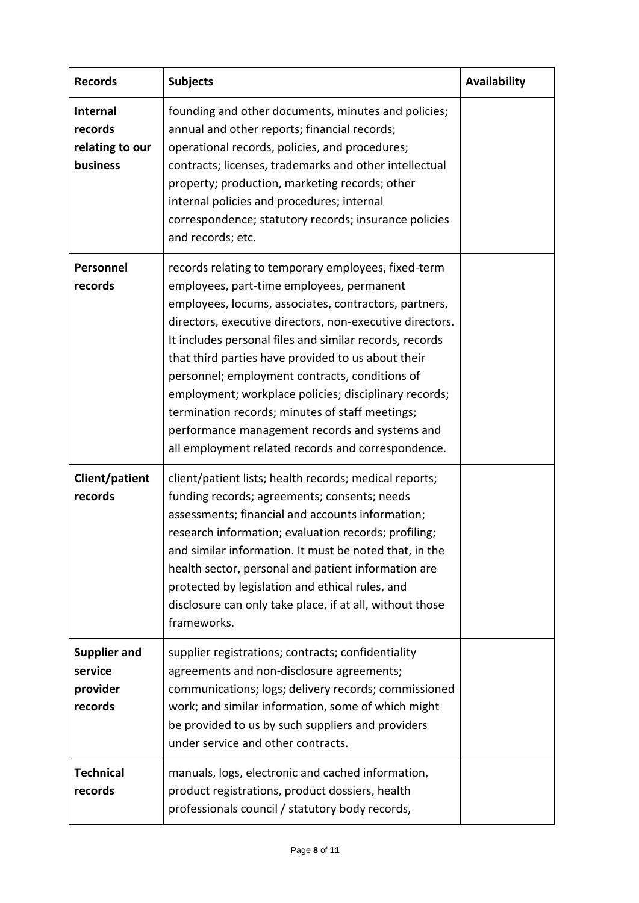| Records | Subjects | Availability |
| --- | --- | --- |
| **Internal records relating to our business** | founding and other documents, minutes and policies; annual and other reports; financial records; operational records, policies, and procedures; contracts; licenses, trademarks and other intellectual property; production, marketing records; other internal policies and procedures; internal correspondence; statutory records; insurance policies and records; etc. | |
| **Personnel records** | records relating to temporary employees, fixed-term employees, part-time employees, permanent employees, locums, associates, contractors, partners, directors, executive directors, non-executive directors. It includes personal files and similar records, records that third parties have provided to us about their personnel; employment contracts, conditions of employment; workplace policies; disciplinary records; termination records; minutes of staff meetings; performance management records and systems and all employment related records and correspondence. | |
| **Client/patient records** | client/patient lists; health records; medical reports; funding records; agreements; consents; needs assessments; financial and accounts information; research information; evaluation records; profiling; and similar information. It must be noted that, in the health sector, personal and patient information are protected by legislation and ethical rules, and disclosure can only take place, if at all, without those frameworks. | |
| **Supplier and service provider records** | supplier registrations; contracts; confidentiality agreements and non-disclosure agreements; communications; logs; delivery records; commissioned work; and similar information, some of which might be provided to us by such suppliers and providers under service and other contracts. | |
| **Technical records** | manuals, logs, electronic and cached information, product registrations, product dossiers, health professionals council / statutory body records, | |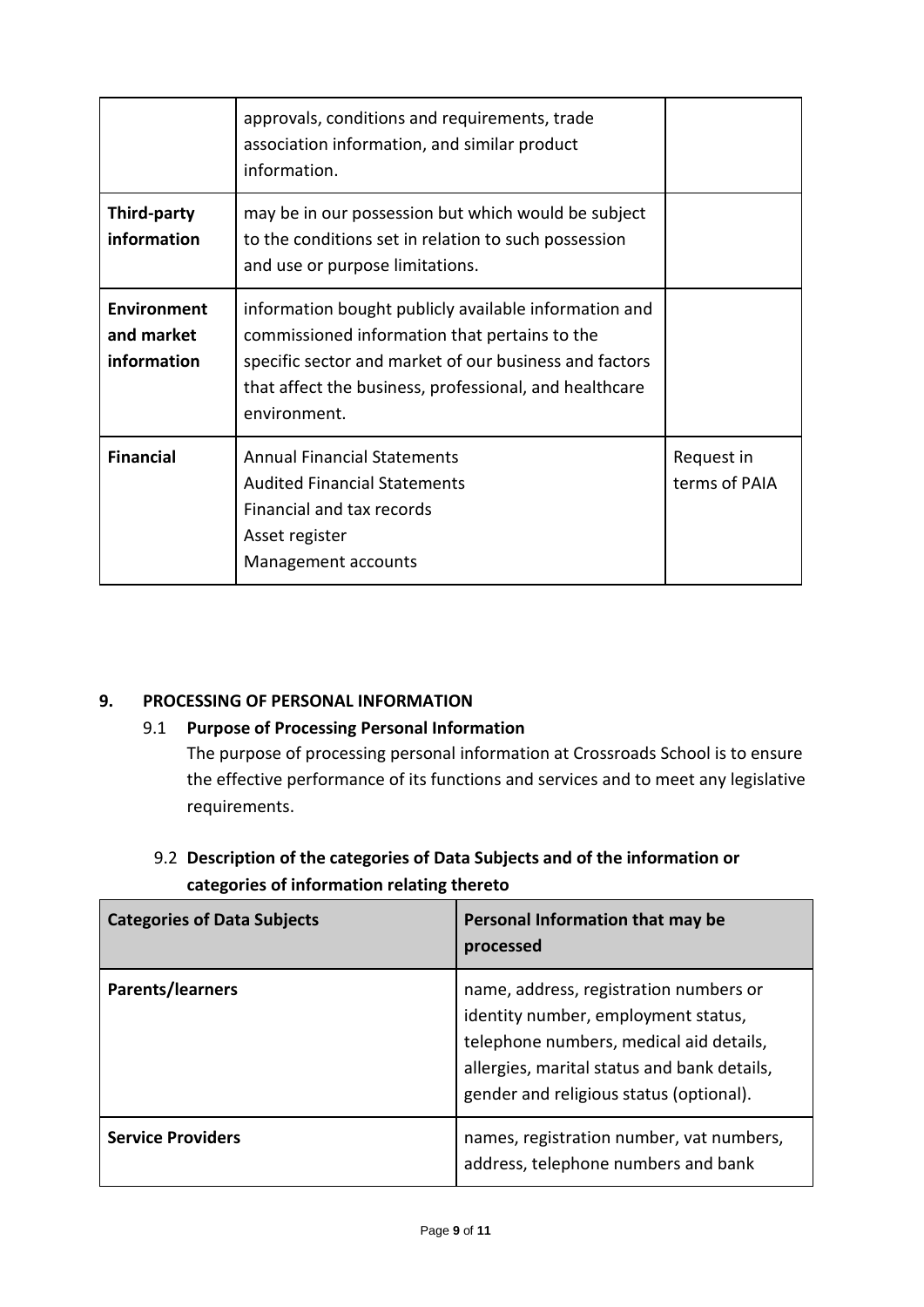|  |  |  |
|---|---|---|
|  | approvals, conditions and requirements, trade association information, and similar product information. |  |
| **Third-party information** | may be in our possession but which would be subject to the conditions set in relation to such possession and use or purpose limitations. |  |
| **Environment and market information** | information bought publicly available information and commissioned information that pertains to the specific sector and market of our business and factors that affect the business, professional, and healthcare environment. |  |
| **Financial** | Annual Financial Statements<br>Audited Financial Statements<br>Financial and tax records<br>Asset register<br>Management accounts | Request in terms of PAIA |

## 9. PROCESSING OF PERSONAL INFORMATION

### 9.1 Purpose of Processing Personal Information

The purpose of processing personal information at Crossroads School is to ensure the effective performance of its functions and services and to meet any legislative requirements.

### 9.2 Description of the categories of Data Subjects and of the information or categories of information relating thereto

| Categories of Data Subjects | Personal Information that may be processed |
|---|---|
| **Parents/learners** | name, address, registration numbers or identity number, employment status, telephone numbers, medical aid details, allergies, marital status and bank details, gender and religious status (optional). |
| **Service Providers** | names, registration number, vat numbers, address, telephone numbers and bank |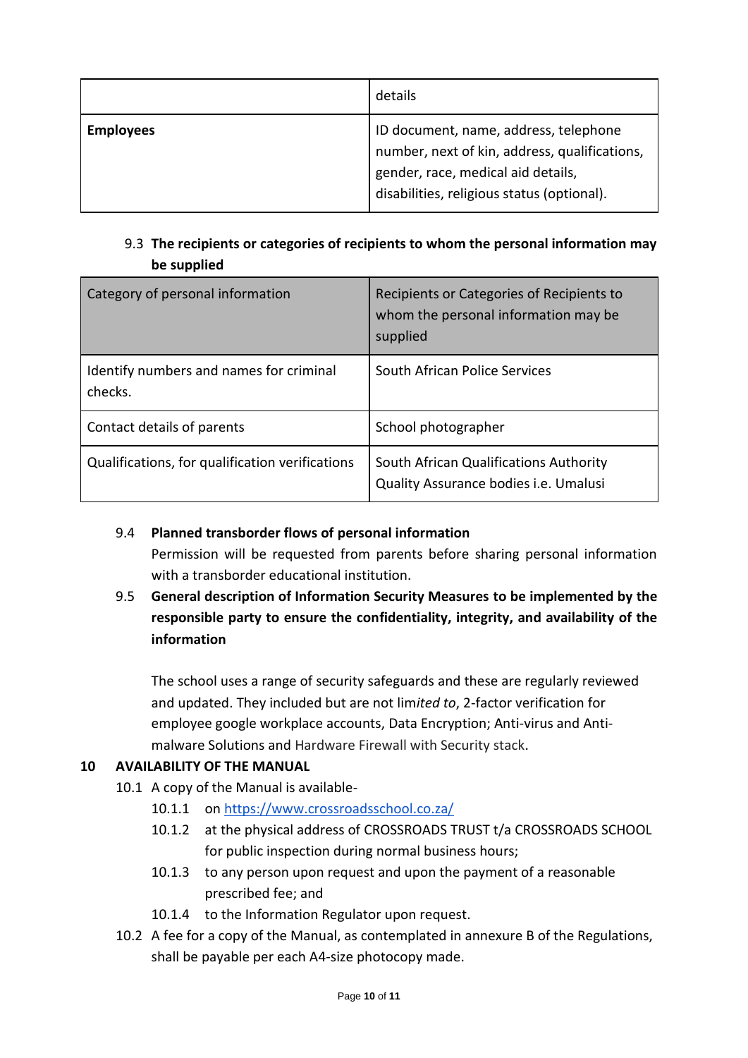| | details |
|---|---|
| **Employees** | ID document, name, address, telephone number, next of kin, address, qualifications, gender, race, medical aid details, disabilities, religious status (optional). |

9.3 **The recipients or categories of recipients to whom the personal information may be supplied**

| Category of personal information | Recipients or Categories of Recipients to whom the personal information may be supplied |
|---|---|
| Identify numbers and names for criminal checks. | South African Police Services |
| Contact details of parents | School photographer |
| Qualifications, for qualification verifications | South African Qualifications Authority Quality Assurance bodies i.e. Umalusi |

9.4 **Planned transborder flows of personal information**

Permission will be requested from parents before sharing personal information with a transborder educational institution.

9.5 **General description of Information Security Measures to be implemented by the responsible party to ensure the confidentiality, integrity, and availability of the information**

The school uses a range of security safeguards and these are regularly reviewed and updated. They included but are not lim*ited to*, 2-factor verification for employee google workplace accounts, Data Encryption; Anti-virus and Anti-malware Solutions and Hardware Firewall with Security stack.

## 10 AVAILABILITY OF THE MANUAL

10.1 A copy of the Manual is available-

10.1.1 on https://www.crossroadsschool.co.za/

10.1.2 at the physical address of CROSSROADS TRUST t/a CROSSROADS SCHOOL for public inspection during normal business hours;

10.1.3 to any person upon request and upon the payment of a reasonable prescribed fee; and

10.1.4 to the Information Regulator upon request.

10.2 A fee for a copy of the Manual, as contemplated in annexure B of the Regulations, shall be payable per each A4-size photocopy made.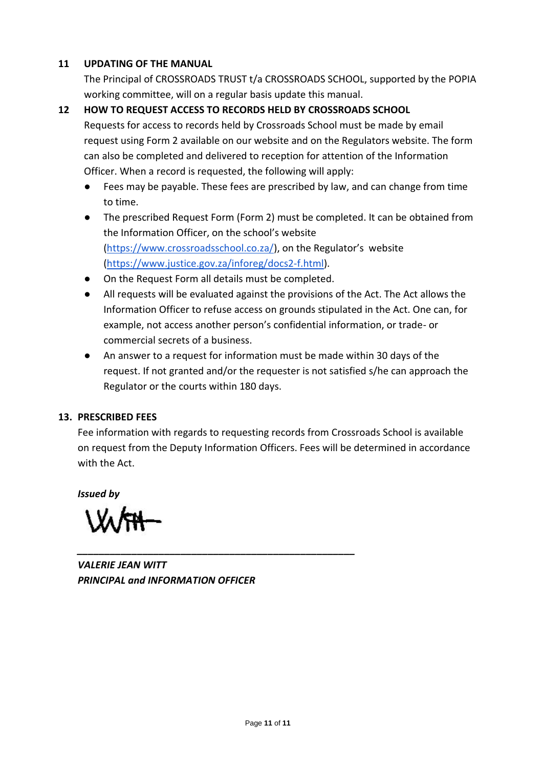## 11 UPDATING OF THE MANUAL

The Principal of CROSSROADS TRUST t/a CROSSROADS SCHOOL, supported by the POPIA working committee, will on a regular basis update this manual.

## 12 HOW TO REQUEST ACCESS TO RECORDS HELD BY CROSSROADS SCHOOL

Requests for access to records held by Crossroads School must be made by email request using Form 2 available on our website and on the Regulators website. The form can also be completed and delivered to reception for attention of the Information Officer. When a record is requested, the following will apply:

- Fees may be payable. These fees are prescribed by law, and can change from time to time.
- The prescribed Request Form (Form 2) must be completed. It can be obtained from the Information Officer, on the school's website ([https://www.crossroadsschool.co.za/](https://www.crossroadsschool.co.za/)), on the Regulator's website ([https://www.justice.gov.za/inforeg/docs2-f.html](https://www.justice.gov.za/inforeg/docs2-f.html)).
- On the Request Form all details must be completed.
- All requests will be evaluated against the provisions of the Act. The Act allows the Information Officer to refuse access on grounds stipulated in the Act. One can, for example, not access another person's confidential information, or trade- or commercial secrets of a business.
- An answer to a request for information must be made within 30 days of the request. If not granted and/or the requester is not satisfied s/he can approach the Regulator or the courts within 180 days.

## 13. PRESCRIBED FEES

Fee information with regards to requesting records from Crossroads School is available on request from the Deputy Information Officers. Fees will be determined in accordance with the Act.

***Issued by***

______________________________________________

***VALERIE JEAN WITT***
***PRINCIPAL and INFORMATION OFFICER***